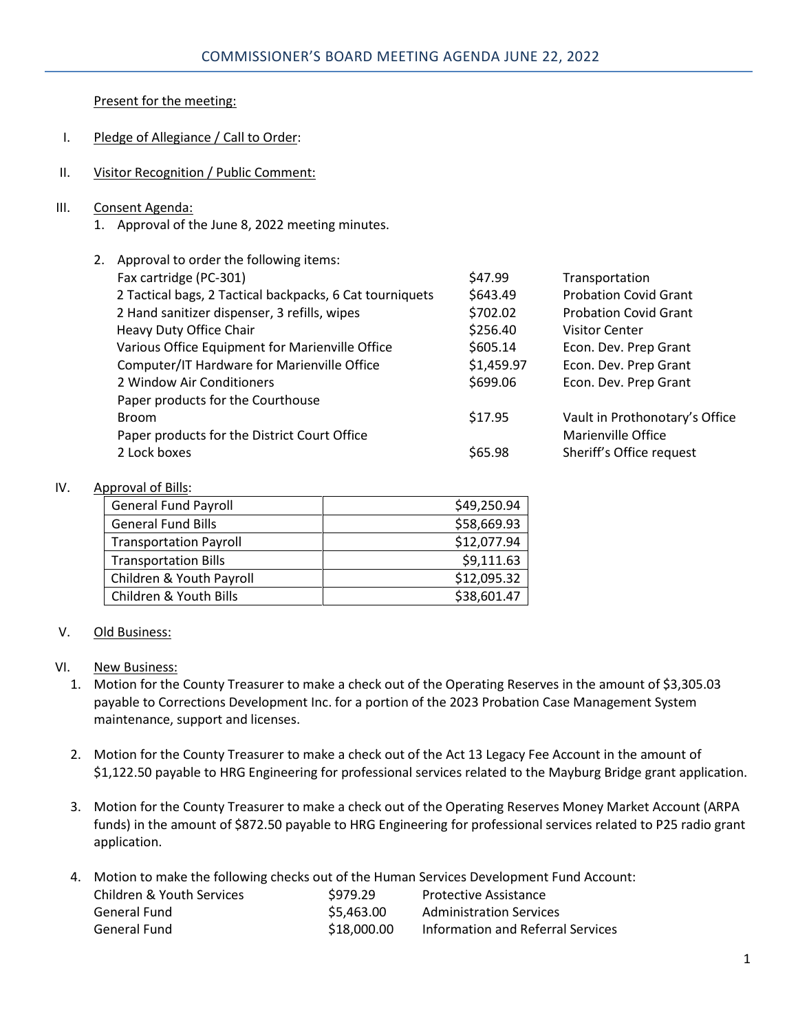# COMMISSIONER'S BOARD MEETING AGENDA JUNE 22, 2022

Present for the meeting:

I. Pledge of Allegiance / Call to Order:

II. Visitor Recognition / Public Comment:

III. Consent Agenda:

1. Approval of the June 8, 2022 meeting minutes.

2. Approval to order the following items:

| Item | Amount | Department |
|---|---|---|
| Fax cartridge (PC-301) | $47.99 | Transportation |
| 2 Tactical bags, 2 Tactical backpacks, 6 Cat tourniquets | $643.49 | Probation Covid Grant |
| 2 Hand sanitizer dispenser, 3 refills, wipes | $702.02 | Probation Covid Grant |
| Heavy Duty Office Chair | $256.40 | Visitor Center |
| Various Office Equipment for Marienville Office | $605.14 | Econ. Dev. Prep Grant |
| Computer/IT Hardware for Marienville Office | $1,459.97 | Econ. Dev. Prep Grant |
| 2 Window Air Conditioners | $699.06 | Econ. Dev. Prep Grant |
| Paper products for the Courthouse | | |
| Broom | $17.95 | Vault in Prothonotary's Office |
| Paper products for the District Court Office | | Marienville Office |
| 2 Lock boxes | $65.98 | Sheriff's Office request |

IV. Approval of Bills:

| | |
|---|---:|
| General Fund Payroll | $49,250.94 |
| General Fund Bills | $58,669.93 |
| Transportation Payroll | $12,077.94 |
| Transportation Bills | $9,111.63 |
| Children & Youth Payroll | $12,095.32 |
| Children & Youth Bills | $38,601.47 |

V. Old Business:

VI. New Business:

1. Motion for the County Treasurer to make a check out of the Operating Reserves in the amount of $3,305.03 payable to Corrections Development Inc. for a portion of the 2023 Probation Case Management System maintenance, support and licenses.

2. Motion for the County Treasurer to make a check out of the Act 13 Legacy Fee Account in the amount of $1,122.50 payable to HRG Engineering for professional services related to the Mayburg Bridge grant application.

3. Motion for the County Treasurer to make a check out of the Operating Reserves Money Market Account (ARPA funds) in the amount of $872.50 payable to HRG Engineering for professional services related to P25 radio grant application.

4. Motion to make the following checks out of the Human Services Development Fund Account:

| | | |
|---|---|---|
| Children & Youth Services | $979.29 | Protective Assistance |
| General Fund | $5,463.00 | Administration Services |
| General Fund | $18,000.00 | Information and Referral Services |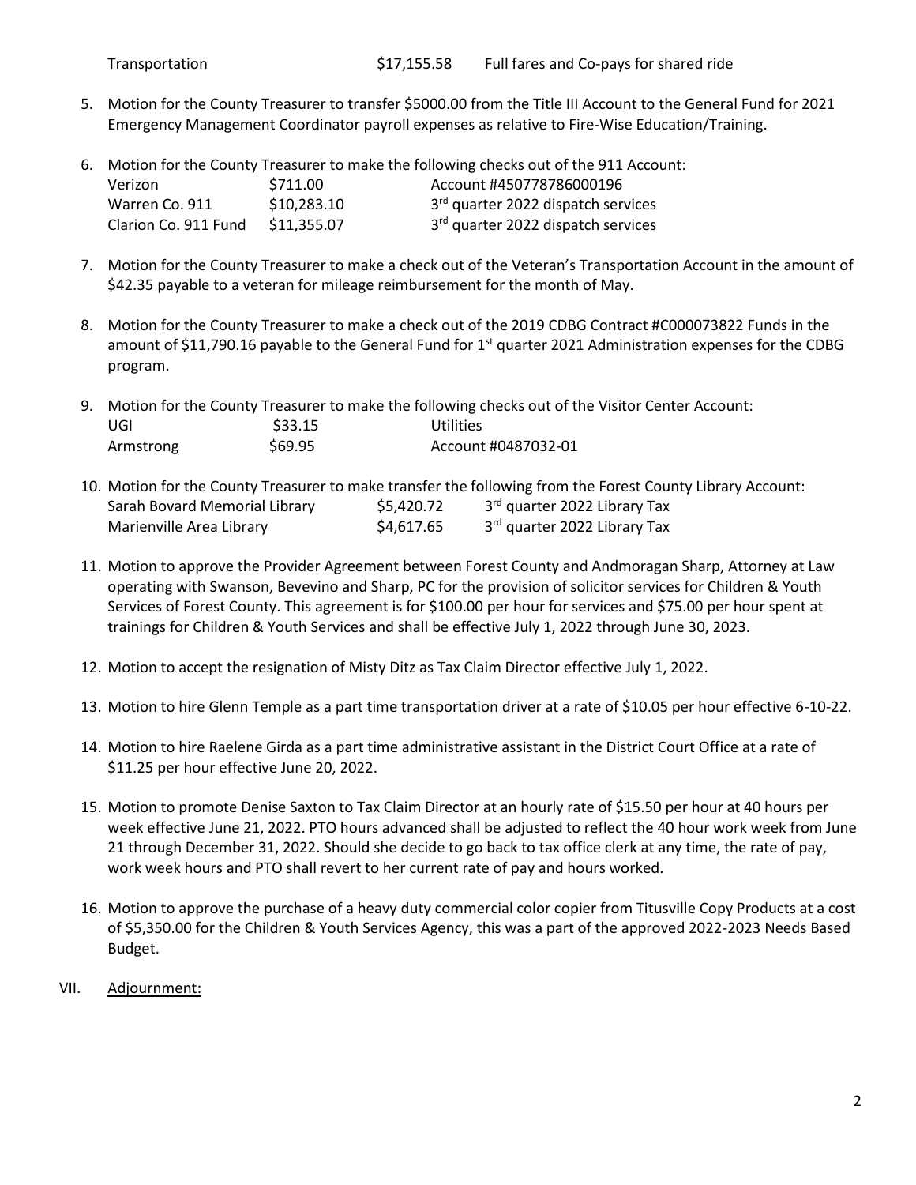| | | |
|---|---|---|
| Transportation | $17,155.58 | Full fares and Co-pays for shared ride |

5. Motion for the County Treasurer to transfer $5000.00 from the Title III Account to the General Fund for 2021 Emergency Management Coordinator payroll expenses as relative to Fire-Wise Education/Training.

6. Motion for the County Treasurer to make the following checks out of the 911 Account:

| | | |
|---|---|---|
| Verizon | $711.00 | Account #450778786000196 |
| Warren Co. 911 | $10,283.10 | 3rd quarter 2022 dispatch services |
| Clarion Co. 911 Fund | $11,355.07 | 3rd quarter 2022 dispatch services |

7. Motion for the County Treasurer to make a check out of the Veteran's Transportation Account in the amount of $42.35 payable to a veteran for mileage reimbursement for the month of May.

8. Motion for the County Treasurer to make a check out of the 2019 CDBG Contract #C000073822 Funds in the amount of $11,790.16 payable to the General Fund for 1st quarter 2021 Administration expenses for the CDBG program.

9. Motion for the County Treasurer to make the following checks out of the Visitor Center Account:

| | | |
|---|---|---|
| UGI | $33.15 | Utilities |
| Armstrong | $69.95 | Account #0487032-01 |

10. Motion for the County Treasurer to make transfer the following from the Forest County Library Account:

| | | |
|---|---|---|
| Sarah Bovard Memorial Library | $5,420.72 | 3rd quarter 2022 Library Tax |
| Marienville Area Library | $4,617.65 | 3rd quarter 2022 Library Tax |

11. Motion to approve the Provider Agreement between Forest County and Andmoragan Sharp, Attorney at Law operating with Swanson, Bevevino and Sharp, PC for the provision of solicitor services for Children & Youth Services of Forest County. This agreement is for $100.00 per hour for services and $75.00 per hour spent at trainings for Children & Youth Services and shall be effective July 1, 2022 through June 30, 2023.

12. Motion to accept the resignation of Misty Ditz as Tax Claim Director effective July 1, 2022.

13. Motion to hire Glenn Temple as a part time transportation driver at a rate of $10.05 per hour effective 6-10-22.

14. Motion to hire Raelene Girda as a part time administrative assistant in the District Court Office at a rate of $11.25 per hour effective June 20, 2022.

15. Motion to promote Denise Saxton to Tax Claim Director at an hourly rate of $15.50 per hour at 40 hours per week effective June 21, 2022. PTO hours advanced shall be adjusted to reflect the 40 hour work week from June 21 through December 31, 2022. Should she decide to go back to tax office clerk at any time, the rate of pay, work week hours and PTO shall revert to her current rate of pay and hours worked.

16. Motion to approve the purchase of a heavy duty commercial color copier from Titusville Copy Products at a cost of $5,350.00 for the Children & Youth Services Agency, this was a part of the approved 2022-2023 Needs Based Budget.

VII. <u>Adjournment:</u>